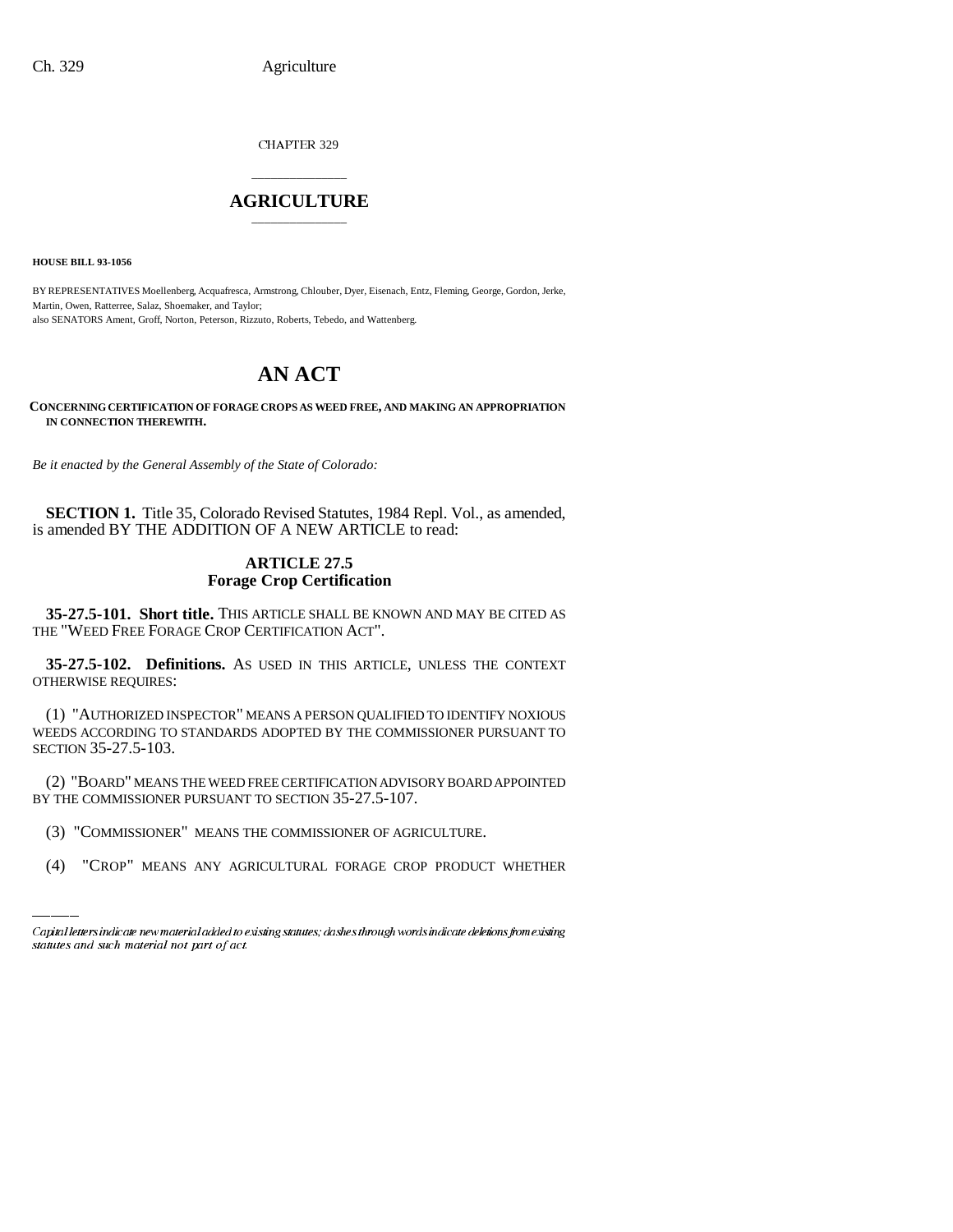CHAPTER 329

# AGRICULTURE

**HOUSE BILL 93-1056**

BY REPRESENTATIVES Moellenberg, Acquafresca, Armstrong, Chlouber, Dyer, Eisenach, Entz, Fleming, George, Gordon, Jerke, Martin, Owen, Ratterree, Salaz, Shoemaker, and Taylor;
also SENATORS Ament, Groff, Norton, Peterson, Rizzuto, Roberts, Tebedo, and Wattenberg.

# AN ACT

**CONCERNING CERTIFICATION OF FORAGE CROPS AS WEED FREE, AND MAKING AN APPROPRIATION IN CONNECTION THEREWITH.**

*Be it enacted by the General Assembly of the State of Colorado:*

**SECTION 1.** Title 35, Colorado Revised Statutes, 1984 Repl. Vol., as amended, is amended BY THE ADDITION OF A NEW ARTICLE to read:

**ARTICLE 27.5**
**Forage Crop Certification**

**35-27.5-101. Short title.** THIS ARTICLE SHALL BE KNOWN AND MAY BE CITED AS THE "WEED FREE FORAGE CROP CERTIFICATION ACT".

**35-27.5-102. Definitions.** AS USED IN THIS ARTICLE, UNLESS THE CONTEXT OTHERWISE REQUIRES:

(1) "AUTHORIZED INSPECTOR" MEANS A PERSON QUALIFIED TO IDENTIFY NOXIOUS WEEDS ACCORDING TO STANDARDS ADOPTED BY THE COMMISSIONER PURSUANT TO SECTION 35-27.5-103.

(2) "BOARD" MEANS THE WEED FREE CERTIFICATION ADVISORY BOARD APPOINTED BY THE COMMISSIONER PURSUANT TO SECTION 35-27.5-107.

(3) "COMMISSIONER" MEANS THE COMMISSIONER OF AGRICULTURE.

(4) "CROP" MEANS ANY AGRICULTURAL FORAGE CROP PRODUCT WHETHER

Capital letters indicate new material added to existing statutes; dashes through words indicate deletions from existing statutes and such material not part of act.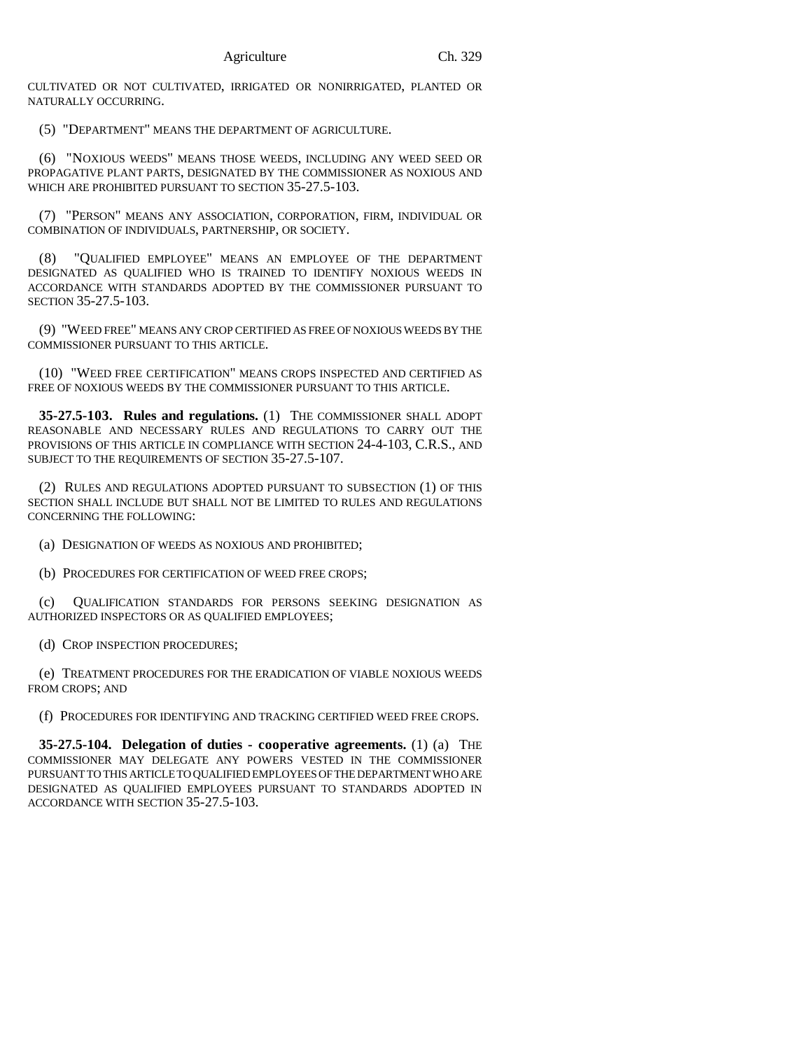CULTIVATED OR NOT CULTIVATED, IRRIGATED OR NONIRRIGATED, PLANTED OR NATURALLY OCCURRING.

(5) "DEPARTMENT" MEANS THE DEPARTMENT OF AGRICULTURE.

(6) "NOXIOUS WEEDS" MEANS THOSE WEEDS, INCLUDING ANY WEED SEED OR PROPAGATIVE PLANT PARTS, DESIGNATED BY THE COMMISSIONER AS NOXIOUS AND WHICH ARE PROHIBITED PURSUANT TO SECTION 35-27.5-103.

(7) "PERSON" MEANS ANY ASSOCIATION, CORPORATION, FIRM, INDIVIDUAL OR COMBINATION OF INDIVIDUALS, PARTNERSHIP, OR SOCIETY.

(8) "QUALIFIED EMPLOYEE" MEANS AN EMPLOYEE OF THE DEPARTMENT DESIGNATED AS QUALIFIED WHO IS TRAINED TO IDENTIFY NOXIOUS WEEDS IN ACCORDANCE WITH STANDARDS ADOPTED BY THE COMMISSIONER PURSUANT TO SECTION 35-27.5-103.

(9) "WEED FREE" MEANS ANY CROP CERTIFIED AS FREE OF NOXIOUS WEEDS BY THE COMMISSIONER PURSUANT TO THIS ARTICLE.

(10) "WEED FREE CERTIFICATION" MEANS CROPS INSPECTED AND CERTIFIED AS FREE OF NOXIOUS WEEDS BY THE COMMISSIONER PURSUANT TO THIS ARTICLE.

**35-27.5-103. Rules and regulations.** (1) THE COMMISSIONER SHALL ADOPT REASONABLE AND NECESSARY RULES AND REGULATIONS TO CARRY OUT THE PROVISIONS OF THIS ARTICLE IN COMPLIANCE WITH SECTION 24-4-103, C.R.S., AND SUBJECT TO THE REQUIREMENTS OF SECTION 35-27.5-107.

(2) RULES AND REGULATIONS ADOPTED PURSUANT TO SUBSECTION (1) OF THIS SECTION SHALL INCLUDE BUT SHALL NOT BE LIMITED TO RULES AND REGULATIONS CONCERNING THE FOLLOWING:

(a) DESIGNATION OF WEEDS AS NOXIOUS AND PROHIBITED;

(b) PROCEDURES FOR CERTIFICATION OF WEED FREE CROPS;

(c) QUALIFICATION STANDARDS FOR PERSONS SEEKING DESIGNATION AS AUTHORIZED INSPECTORS OR AS QUALIFIED EMPLOYEES;

(d) CROP INSPECTION PROCEDURES;

(e) TREATMENT PROCEDURES FOR THE ERADICATION OF VIABLE NOXIOUS WEEDS FROM CROPS; AND

(f) PROCEDURES FOR IDENTIFYING AND TRACKING CERTIFIED WEED FREE CROPS.

**35-27.5-104. Delegation of duties - cooperative agreements.** (1) (a) THE COMMISSIONER MAY DELEGATE ANY POWERS VESTED IN THE COMMISSIONER PURSUANT TO THIS ARTICLE TO QUALIFIED EMPLOYEES OF THE DEPARTMENT WHO ARE DESIGNATED AS QUALIFIED EMPLOYEES PURSUANT TO STANDARDS ADOPTED IN ACCORDANCE WITH SECTION 35-27.5-103.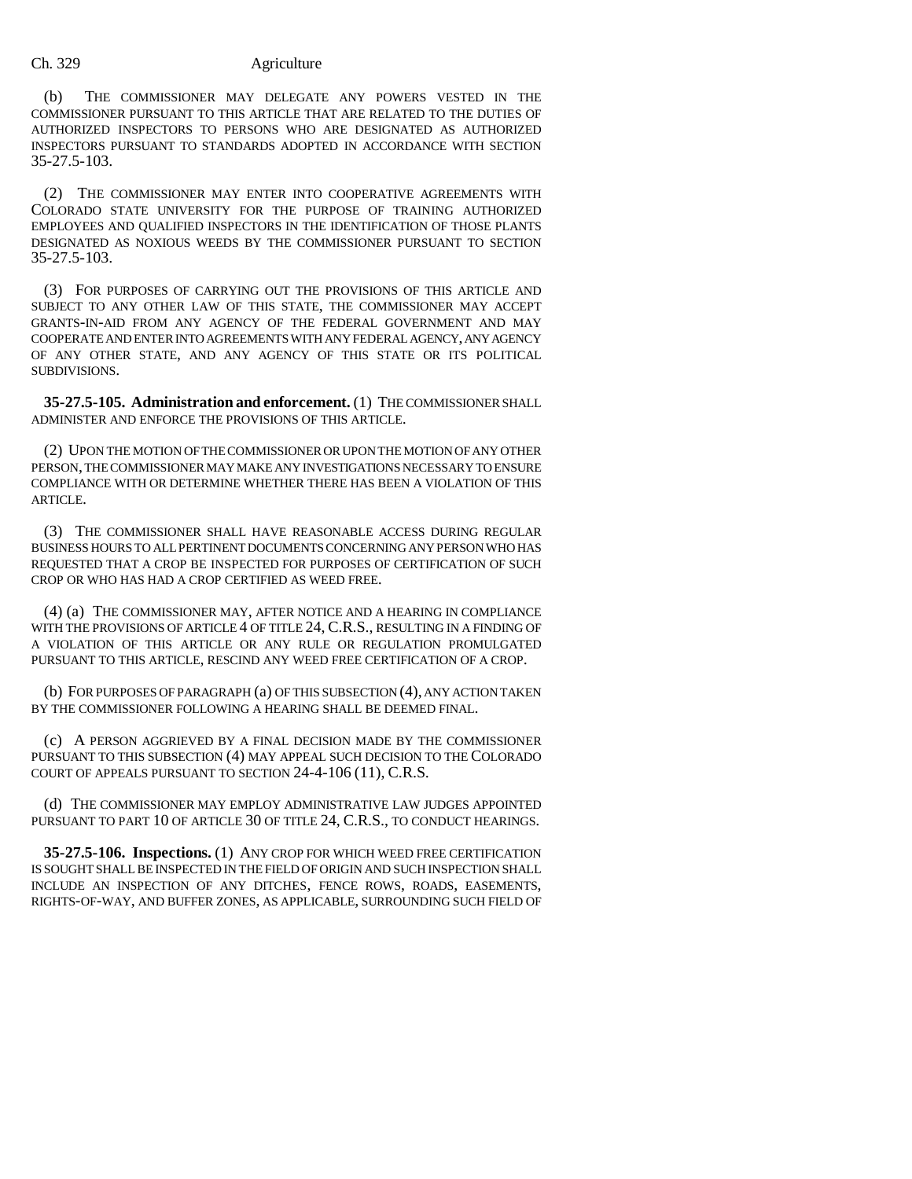(b) THE COMMISSIONER MAY DELEGATE ANY POWERS VESTED IN THE COMMISSIONER PURSUANT TO THIS ARTICLE THAT ARE RELATED TO THE DUTIES OF AUTHORIZED INSPECTORS TO PERSONS WHO ARE DESIGNATED AS AUTHORIZED INSPECTORS PURSUANT TO STANDARDS ADOPTED IN ACCORDANCE WITH SECTION 35-27.5-103.

(2) THE COMMISSIONER MAY ENTER INTO COOPERATIVE AGREEMENTS WITH COLORADO STATE UNIVERSITY FOR THE PURPOSE OF TRAINING AUTHORIZED EMPLOYEES AND QUALIFIED INSPECTORS IN THE IDENTIFICATION OF THOSE PLANTS DESIGNATED AS NOXIOUS WEEDS BY THE COMMISSIONER PURSUANT TO SECTION 35-27.5-103.

(3) FOR PURPOSES OF CARRYING OUT THE PROVISIONS OF THIS ARTICLE AND SUBJECT TO ANY OTHER LAW OF THIS STATE, THE COMMISSIONER MAY ACCEPT GRANTS-IN-AID FROM ANY AGENCY OF THE FEDERAL GOVERNMENT AND MAY COOPERATE AND ENTER INTO AGREEMENTS WITH ANY FEDERAL AGENCY, ANY AGENCY OF ANY OTHER STATE, AND ANY AGENCY OF THIS STATE OR ITS POLITICAL SUBDIVISIONS.

**35-27.5-105. Administration and enforcement.** (1) THE COMMISSIONER SHALL ADMINISTER AND ENFORCE THE PROVISIONS OF THIS ARTICLE.

(2) UPON THE MOTION OF THE COMMISSIONER OR UPON THE MOTION OF ANY OTHER PERSON, THE COMMISSIONER MAY MAKE ANY INVESTIGATIONS NECESSARY TO ENSURE COMPLIANCE WITH OR DETERMINE WHETHER THERE HAS BEEN A VIOLATION OF THIS ARTICLE.

(3) THE COMMISSIONER SHALL HAVE REASONABLE ACCESS DURING REGULAR BUSINESS HOURS TO ALL PERTINENT DOCUMENTS CONCERNING ANY PERSON WHO HAS REQUESTED THAT A CROP BE INSPECTED FOR PURPOSES OF CERTIFICATION OF SUCH CROP OR WHO HAS HAD A CROP CERTIFIED AS WEED FREE.

(4) (a) THE COMMISSIONER MAY, AFTER NOTICE AND A HEARING IN COMPLIANCE WITH THE PROVISIONS OF ARTICLE 4 OF TITLE 24, C.R.S., RESULTING IN A FINDING OF A VIOLATION OF THIS ARTICLE OR ANY RULE OR REGULATION PROMULGATED PURSUANT TO THIS ARTICLE, RESCIND ANY WEED FREE CERTIFICATION OF A CROP.

(b) FOR PURPOSES OF PARAGRAPH (a) OF THIS SUBSECTION (4), ANY ACTION TAKEN BY THE COMMISSIONER FOLLOWING A HEARING SHALL BE DEEMED FINAL.

(c) A PERSON AGGRIEVED BY A FINAL DECISION MADE BY THE COMMISSIONER PURSUANT TO THIS SUBSECTION (4) MAY APPEAL SUCH DECISION TO THE COLORADO COURT OF APPEALS PURSUANT TO SECTION 24-4-106 (11), C.R.S.

(d) THE COMMISSIONER MAY EMPLOY ADMINISTRATIVE LAW JUDGES APPOINTED PURSUANT TO PART 10 OF ARTICLE 30 OF TITLE 24, C.R.S., TO CONDUCT HEARINGS.

**35-27.5-106. Inspections.** (1) ANY CROP FOR WHICH WEED FREE CERTIFICATION IS SOUGHT SHALL BE INSPECTED IN THE FIELD OF ORIGIN AND SUCH INSPECTION SHALL INCLUDE AN INSPECTION OF ANY DITCHES, FENCE ROWS, ROADS, EASEMENTS, RIGHTS-OF-WAY, AND BUFFER ZONES, AS APPLICABLE, SURROUNDING SUCH FIELD OF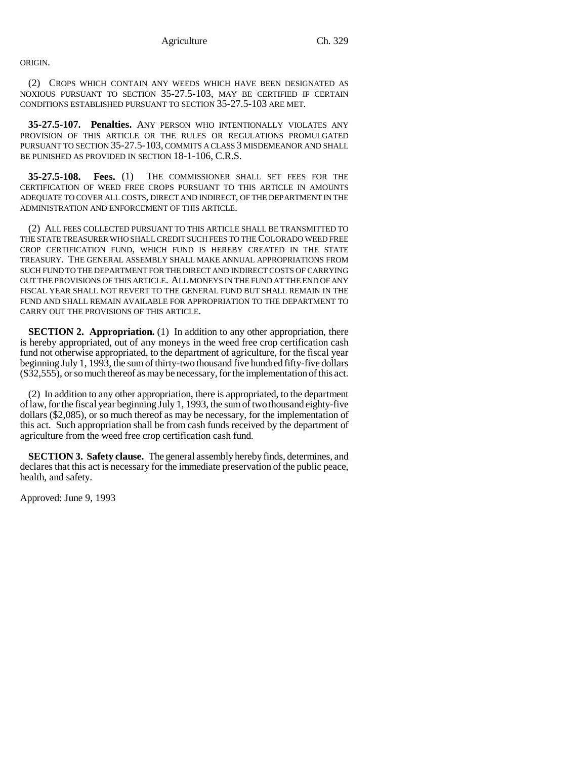ORIGIN.

(2) CROPS WHICH CONTAIN ANY WEEDS WHICH HAVE BEEN DESIGNATED AS NOXIOUS PURSUANT TO SECTION 35-27.5-103, MAY BE CERTIFIED IF CERTAIN CONDITIONS ESTABLISHED PURSUANT TO SECTION 35-27.5-103 ARE MET.

**35-27.5-107. Penalties.** ANY PERSON WHO INTENTIONALLY VIOLATES ANY PROVISION OF THIS ARTICLE OR THE RULES OR REGULATIONS PROMULGATED PURSUANT TO SECTION 35-27.5-103, COMMITS A CLASS 3 MISDEMEANOR AND SHALL BE PUNISHED AS PROVIDED IN SECTION 18-1-106, C.R.S.

**35-27.5-108. Fees.** (1) THE COMMISSIONER SHALL SET FEES FOR THE CERTIFICATION OF WEED FREE CROPS PURSUANT TO THIS ARTICLE IN AMOUNTS ADEQUATE TO COVER ALL COSTS, DIRECT AND INDIRECT, OF THE DEPARTMENT IN THE ADMINISTRATION AND ENFORCEMENT OF THIS ARTICLE.

(2) ALL FEES COLLECTED PURSUANT TO THIS ARTICLE SHALL BE TRANSMITTED TO THE STATE TREASURER WHO SHALL CREDIT SUCH FEES TO THE COLORADO WEED FREE CROP CERTIFICATION FUND, WHICH FUND IS HEREBY CREATED IN THE STATE TREASURY. THE GENERAL ASSEMBLY SHALL MAKE ANNUAL APPROPRIATIONS FROM SUCH FUND TO THE DEPARTMENT FOR THE DIRECT AND INDIRECT COSTS OF CARRYING OUT THE PROVISIONS OF THIS ARTICLE. ALL MONEYS IN THE FUND AT THE END OF ANY FISCAL YEAR SHALL NOT REVERT TO THE GENERAL FUND BUT SHALL REMAIN IN THE FUND AND SHALL REMAIN AVAILABLE FOR APPROPRIATION TO THE DEPARTMENT TO CARRY OUT THE PROVISIONS OF THIS ARTICLE.

**SECTION 2. Appropriation.** (1) In addition to any other appropriation, there is hereby appropriated, out of any moneys in the weed free crop certification cash fund not otherwise appropriated, to the department of agriculture, for the fiscal year beginning July 1, 1993, the sum of thirty-two thousand five hundred fifty-five dollars ($32,555), or so much thereof as may be necessary, for the implementation of this act.

(2) In addition to any other appropriation, there is appropriated, to the department of law, for the fiscal year beginning July 1, 1993, the sum of two thousand eighty-five dollars ($2,085), or so much thereof as may be necessary, for the implementation of this act. Such appropriation shall be from cash funds received by the department of agriculture from the weed free crop certification cash fund.

**SECTION 3. Safety clause.** The general assembly hereby finds, determines, and declares that this act is necessary for the immediate preservation of the public peace, health, and safety.

Approved: June 9, 1993